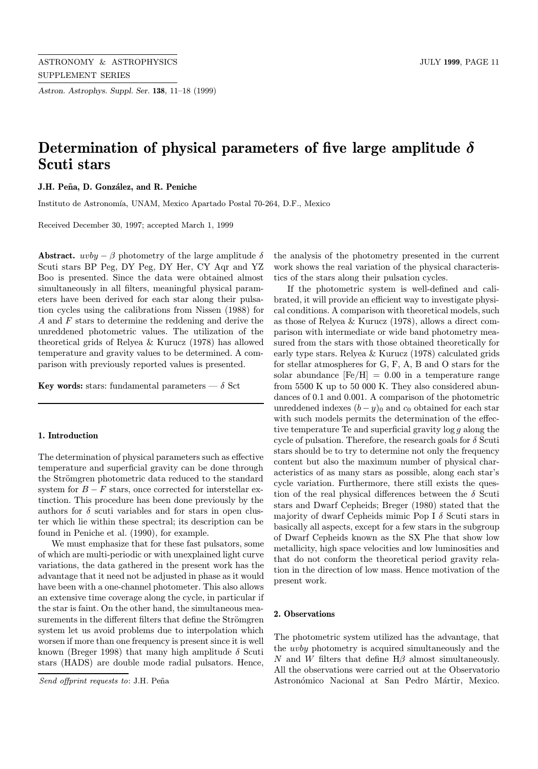# Determination of physical parameters of five large amplitude $\delta$ Scuti stars

**J.H. Peña, D. González, and R. Peniche**

Instituto de Astronomía, UNAM, Mexico Apartado Postal 70-264, D.F., Mexico

Received December 30, 1997; accepted March 1, 1999

**Abstract.** $uvby - \beta$ photometry of the large amplitude $\delta$ Scuti stars BP Peg, DY Peg, DY Her, CY Aqr and YZ Boo is presented. Since the data were obtained almost simultaneously in all filters, meaningful physical parameters have been derived for each star along their pulsation cycles using the calibrations from Nissen (1988) for $A$ and $F$ stars to determine the reddening and derive the unreddened photometric values. The utilization of the theoretical grids of Relyea & Kurucz (1978) has allowed temperature and gravity values to be determined. A comparison with previously reported values is presented.

**Key words:** stars: fundamental parameters — $\delta$ Sct

## 1. Introduction

The determination of physical parameters such as effective temperature and superficial gravity can be done through the Strömgren photometric data reduced to the standard system for $B - F$ stars, once corrected for interstellar extinction. This procedure has been done previously by the authors for $\delta$ scuti variables and for stars in open cluster which lie within these spectral; its description can be found in Peniche et al. (1990), for example.

We must emphasize that for these fast pulsators, some of which are multi-periodic or with unexplained light curve variations, the data gathered in the present work has the advantage that it need not be adjusted in phase as it would have been with a one-channel photometer. This also allows an extensive time coverage along the cycle, in particular if the star is faint. On the other hand, the simultaneous measurements in the different filters that define the Strömgren system let us avoid problems due to interpolation which worsen if more than one frequency is present since it is well known (Breger 1998) that many high amplitude $\delta$ Scuti stars (HADS) are double mode radial pulsators. Hence, the analysis of the photometry presented in the current work shows the real variation of the physical characteristics of the stars along their pulsation cycles.

If the photometric system is well-defined and calibrated, it will provide an efficient way to investigate physical conditions. A comparison with theoretical models, such as those of Relyea & Kurucz (1978), allows a direct comparison with intermediate or wide band photometry measured from the stars with those obtained theoretically for early type stars. Relyea & Kurucz (1978) calculated grids for stellar atmospheres for G, F, A, B and O stars for the solar abundance [Fe/H] = 0.00 in a temperature range from 5500 K up to 50 000 K. They also considered abundances of 0.1 and 0.001. A comparison of the photometric unreddened indexes $(b-y)_0$ and $c_0$ obtained for each star with such models permits the determination of the effective temperature Te and superficial gravity $\log g$ along the cycle of pulsation. Therefore, the research goals for $\delta$ Scuti stars should be to try to determine not only the frequency content but also the maximum number of physical characteristics of as many stars as possible, along each star's cycle variation. Furthermore, there still exists the question of the real physical differences between the $\delta$ Scuti stars and Dwarf Cepheids; Breger (1980) stated that the majority of dwarf Cepheids mimic Pop I $\delta$ Scuti stars in basically all aspects, except for a few stars in the subgroup of Dwarf Cepheids known as the SX Phe that show low metallicity, high space velocities and low luminosities and that do not conform the theoretical period gravity relation in the direction of low mass. Hence motivation of the present work.

## 2. Observations

The photometric system utilized has the advantage, that the $uvby$ photometry is acquired simultaneously and the $N$ and $W$ filters that define H$\beta$ almost simultaneously. All the observations were carried out at the Observatorio Astronómico Nacional at San Pedro Mártir, Mexico.

*Send offprint requests to*: J.H. Peña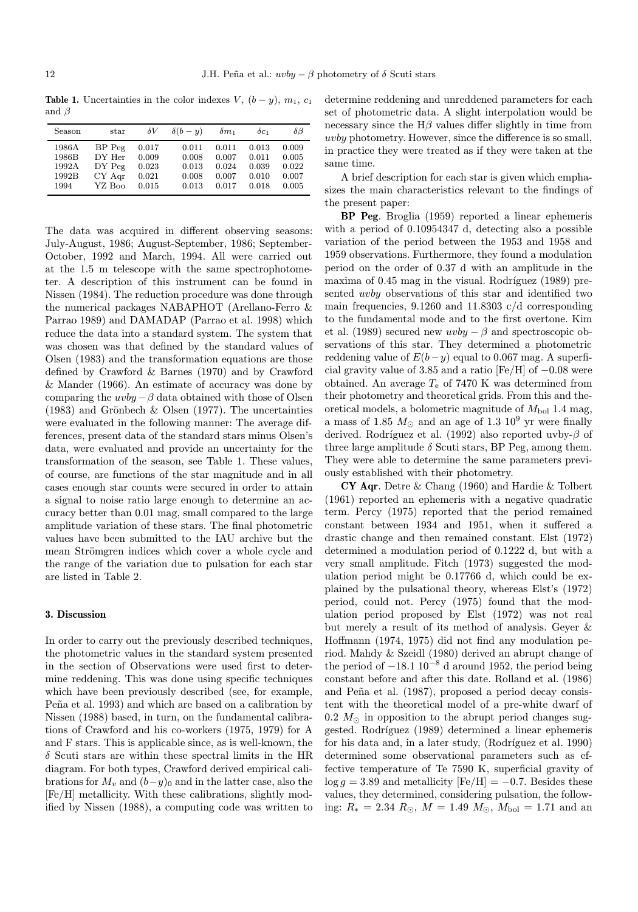**Table 1.** Uncertainties in the color indexes $V$, $(b-y)$, $m_1$, $c_1$ and $\beta$

| Season | star | $\delta V$ | $\delta(b-y)$ | $\delta m_1$ | $\delta c_1$ | $\delta\beta$ |
|---|---|---|---|---|---|---|
| 1986A | BP Peg | 0.017 | 0.011 | 0.011 | 0.013 | 0.009 |
| 1986B | DY Her | 0.009 | 0.008 | 0.007 | 0.011 | 0.005 |
| 1992A | DY Peg | 0.023 | 0.013 | 0.024 | 0.039 | 0.022 |
| 1992B | CY Aqr | 0.021 | 0.008 | 0.007 | 0.010 | 0.007 |
| 1994 | YZ Boo | 0.015 | 0.013 | 0.017 | 0.018 | 0.005 |

The data was acquired in different observing seasons: July-August, 1986; August-September, 1986; September-October, 1992 and March, 1994. All were carried out at the 1.5 m telescope with the same spectrophotometer. A description of this instrument can be found in Nissen (1984). The reduction procedure was done through the numerical packages NABAPHOT (Arellano-Ferro & Parrao 1989) and DAMADAP (Parrao et al. 1998) which reduce the data into a standard system. The system that was chosen was that defined by the standard values of Olsen (1983) and the transformation equations are those defined by Crawford & Barnes (1970) and by Crawford & Mander (1966). An estimate of accuracy was done by comparing the $uvby-\beta$ data obtained with those of Olsen (1983) and Grönbech & Olsen (1977). The uncertainties were evaluated in the following manner: The average differences, present data of the standard stars minus Olsen's data, were evaluated and provide an uncertainty for the transformation of the season, see Table 1. These values, of course, are functions of the star magnitude and in all cases enough star counts were secured in order to attain a signal to noise ratio large enough to determine an accuracy better than 0.01 mag, small compared to the large amplitude variation of these stars. The final photometric values have been submitted to the IAU archive but the mean Strömgren indices which cover a whole cycle and the range of the variation due to pulsation for each star are listed in Table 2.

## 3. Discussion

In order to carry out the previously described techniques, the photometric values in the standard system presented in the section of Observations were used first to determine reddening. This was done using specific techniques which have been previously described (see, for example, Peña et al. 1993) and which are based on a calibration by Nissen (1988) based, in turn, on the fundamental calibrations of Crawford and his co-workers (1975, 1979) for A and F stars. This is applicable since, as is well-known, the $\delta$ Scuti stars are within these spectral limits in the HR diagram. For both types, Crawford derived empirical calibrations for $M_v$ and $(b-y)_0$ and in the latter case, also the [Fe/H] metallicity. With these calibrations, slightly modified by Nissen (1988), a computing code was written to determine reddening and unreddened parameters for each set of photometric data. A slight interpolation would be necessary since the H$\beta$ values differ slightly in time from $uvby$ photometry. However, since the difference is so small, in practice they were treated as if they were taken at the same time.

A brief description for each star is given which emphasizes the main characteristics relevant to the findings of the present paper:

**BP Peg**. Broglia (1959) reported a linear ephemeris with a period of 0.10954347 d, detecting also a possible variation of the period between the 1953 and 1958 and 1959 observations. Furthermore, they found a modulation period on the order of 0.37 d with an amplitude in the maxima of 0.45 mag in the visual. Rodríguez (1989) presented $uvby$ observations of this star and identified two main frequencies, 9.1260 and 11.8303 c/d corresponding to the fundamental mode and to the first overtone. Kim et al. (1989) secured new $uvby-\beta$ and spectroscopic observations of this star. They determined a photometric reddening value of $E(b-y)$ equal to 0.067 mag. A superficial gravity value of 3.85 and a ratio [Fe/H] of $-0.08$ were obtained. An average $T_{\rm e}$ of 7470 K was determined from their photometry and theoretical grids. From this and theoretical models, a bolometric magnitude of $M_{\rm bol}$ 1.4 mag, a mass of 1.85 $M_\odot$ and an age of 1.3 $10^9$ yr were finally derived. Rodríguez et al. (1992) also reported uvby-$\beta$ of three large amplitude $\delta$ Scuti stars, BP Peg, among them. They were able to determine the same parameters previously established with their photometry.

**CY Aqr**. Detre & Chang (1960) and Hardie & Tolbert (1961) reported an ephemeris with a negative quadratic term. Percy (1975) reported that the period remained constant between 1934 and 1951, when it suffered a drastic change and then remained constant. Elst (1972) determined a modulation period of 0.1222 d, but with a very small amplitude. Fitch (1973) suggested the modulation period might be 0.17766 d, which could be explained by the pulsational theory, whereas Elst's (1972) period, could not. Percy (1975) found that the modulation period proposed by Elst (1972) was not real but merely a result of its method of analysis. Geyer & Hoffmann (1974, 1975) did not find any modulation period. Mahdy & Szeidl (1980) derived an abrupt change of the period of $-18.1\ 10^{-8}$ d around 1952, the period being constant before and after this date. Rolland et al. (1986) and Peña et al. (1987), proposed a period decay consistent with the theoretical model of a pre-white dwarf of 0.2 $M_\odot$ in opposition to the abrupt period changes suggested. Rodríguez (1989) determined a linear ephemeris for his data and, in a later study, (Rodríguez et al. 1990) determined some observational parameters such as effective temperature of Te 7590 K, superficial gravity of $\log g = 3.89$ and metallicity [Fe/H] $= -0.7$. Besides these values, they determined, considering pulsation, the following: $R_* = 2.34\ R_\odot$, $M = 1.49\ M_\odot$, $M_{\rm bol} = 1.71$ and an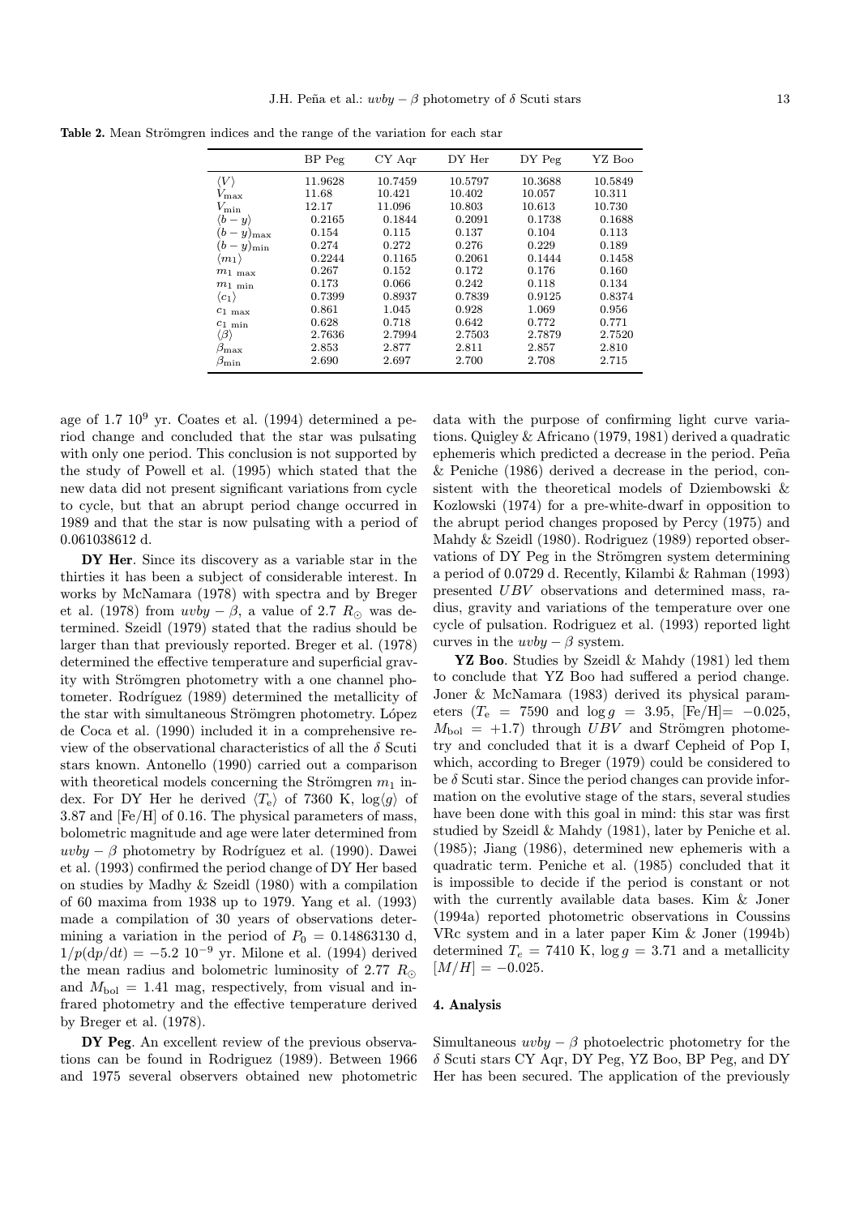**Table 2.** Mean Strömgren indices and the range of the variation for each star

| | BP Peg | CY Aqr | DY Her | DY Peg | YZ Boo |
|---|---|---|---|---|---|
| $\langle V \rangle$ | 11.9628 | 10.7459 | 10.5797 | 10.3688 | 10.5849 |
| $V_{\max}$ | 11.68 | 10.421 | 10.402 | 10.057 | 10.311 |
| $V_{\min}$ | 12.17 | 11.096 | 10.803 | 10.613 | 10.730 |
| $\langle b-y \rangle$ | 0.2165 | 0.1844 | 0.2091 | 0.1738 | 0.1688 |
| $(b-y)_{\max}$ | 0.154 | 0.115 | 0.137 | 0.104 | 0.113 |
| $(b-y)_{\min}$ | 0.274 | 0.272 | 0.276 | 0.229 | 0.189 |
| $\langle m_1 \rangle$ | 0.2244 | 0.1165 | 0.2061 | 0.1444 | 0.1458 |
| $m_{1\ \max}$ | 0.267 | 0.152 | 0.172 | 0.176 | 0.160 |
| $m_{1\ \min}$ | 0.173 | 0.066 | 0.242 | 0.118 | 0.134 |
| $\langle c_1 \rangle$ | 0.7399 | 0.8937 | 0.7839 | 0.9125 | 0.8374 |
| $c_{1\ \max}$ | 0.861 | 1.045 | 0.928 | 1.069 | 0.956 |
| $c_{1\ \min}$ | 0.628 | 0.718 | 0.642 | 0.772 | 0.771 |
| $\langle \beta \rangle$ | 2.7636 | 2.7994 | 2.7503 | 2.7879 | 2.7520 |
| $\beta_{\max}$ | 2.853 | 2.877 | 2.811 | 2.857 | 2.810 |
| $\beta_{\min}$ | 2.690 | 2.697 | 2.700 | 2.708 | 2.715 |

age of 1.7 $10^9$ yr. Coates et al. (1994) determined a period change and concluded that the star was pulsating with only one period. This conclusion is not supported by the study of Powell et al. (1995) which stated that the new data did not present significant variations from cycle to cycle, but that an abrupt period change occurred in 1989 and that the star is now pulsating with a period of 0.061038612 d.

**DY Her**. Since its discovery as a variable star in the thirties it has been a subject of considerable interest. In works by McNamara (1978) with spectra and by Breger et al. (1978) from $uvby-\beta$, a value of 2.7 $R_\odot$ was determined. Szeidl (1979) stated that the radius should be larger than that previously reported. Breger et al. (1978) determined the effective temperature and superficial gravity with Strömgren photometry with a one channel photometer. Rodríguez (1989) determined the metallicity of the star with simultaneous Strömgren photometry. López de Coca et al. (1990) included it in a comprehensive review of the observational characteristics of all the $\delta$ Scuti stars known. Antonello (1990) carried out a comparison with theoretical models concerning the Strömgren $m_1$ index. For DY Her he derived $\langle T_e \rangle$ of 7360 K, $\log\langle g \rangle$ of 3.87 and [Fe/H] of 0.16. The physical parameters of mass, bolometric magnitude and age were later determined from $uvby-\beta$ photometry by Rodríguez et al. (1990). Dawei et al. (1993) confirmed the period change of DY Her based on studies by Madhy & Szeidl (1980) with a compilation of 60 maxima from 1938 up to 1979. Yang et al. (1993) made a compilation of 30 years of observations determining a variation in the period of $P_0 = 0.14863130$ d, $1/p(\mathrm{d}p/\mathrm{d}t) = -5.2\ 10^{-9}$ yr. Milone et al. (1994) derived the mean radius and bolometric luminosity of 2.77 $R_\odot$ and $M_{\rm bol} = 1.41$ mag, respectively, from visual and infrared photometry and the effective temperature derived by Breger et al. (1978).

**DY Peg**. An excellent review of the previous observations can be found in Rodriguez (1989). Between 1966 and 1975 several observers obtained new photometric data with the purpose of confirming light curve variations. Quigley & Africano (1979, 1981) derived a quadratic ephemeris which predicted a decrease in the period. Peña & Peniche (1986) derived a decrease in the period, consistent with the theoretical models of Dziembowski & Kozlowski (1974) for a pre-white-dwarf in opposition to the abrupt period changes proposed by Percy (1975) and Mahdy & Szeidl (1980). Rodriguez (1989) reported observations of DY Peg in the Strömgren system determining a period of 0.0729 d. Recently, Kilambi & Rahman (1993) presented $UBV$ observations and determined mass, radius, gravity and variations of the temperature over one cycle of pulsation. Rodriguez et al. (1993) reported light curves in the $uvby-\beta$ system.

**YZ Boo**. Studies by Szeidl & Mahdy (1981) led them to conclude that YZ Boo had suffered a period change. Joner & McNamara (1983) derived its physical parameters ($T_{\rm e}$ = 7590 and $\log g$ = 3.95, [Fe/H]= $-0.025$, $M_{\rm bol} = +1.7$) through $UBV$ and Strömgren photometry and concluded that it is a dwarf Cepheid of Pop I, which, according to Breger (1979) could be considered to be $\delta$ Scuti star. Since the period changes can provide information on the evolutive stage of the stars, several studies have been done with this goal in mind: this star was first studied by Szeidl & Mahdy (1981), later by Peniche et al. (1985); Jiang (1986), determined new ephemeris with a quadratic term. Peniche et al. (1985) concluded that it is impossible to decide if the period is constant or not with the currently available data bases. Kim & Joner (1994a) reported photometric observations in Coussins VRc system and in a later paper Kim & Joner (1994b) determined $T_e$ = 7410 K, $\log g$ = 3.71 and a metallicity $[M/H] = -0.025$.

## 4. Analysis

Simultaneous $uvby-\beta$ photoelectric photometry for the $\delta$ Scuti stars CY Aqr, DY Peg, YZ Boo, BP Peg, and DY Her has been secured. The application of the previously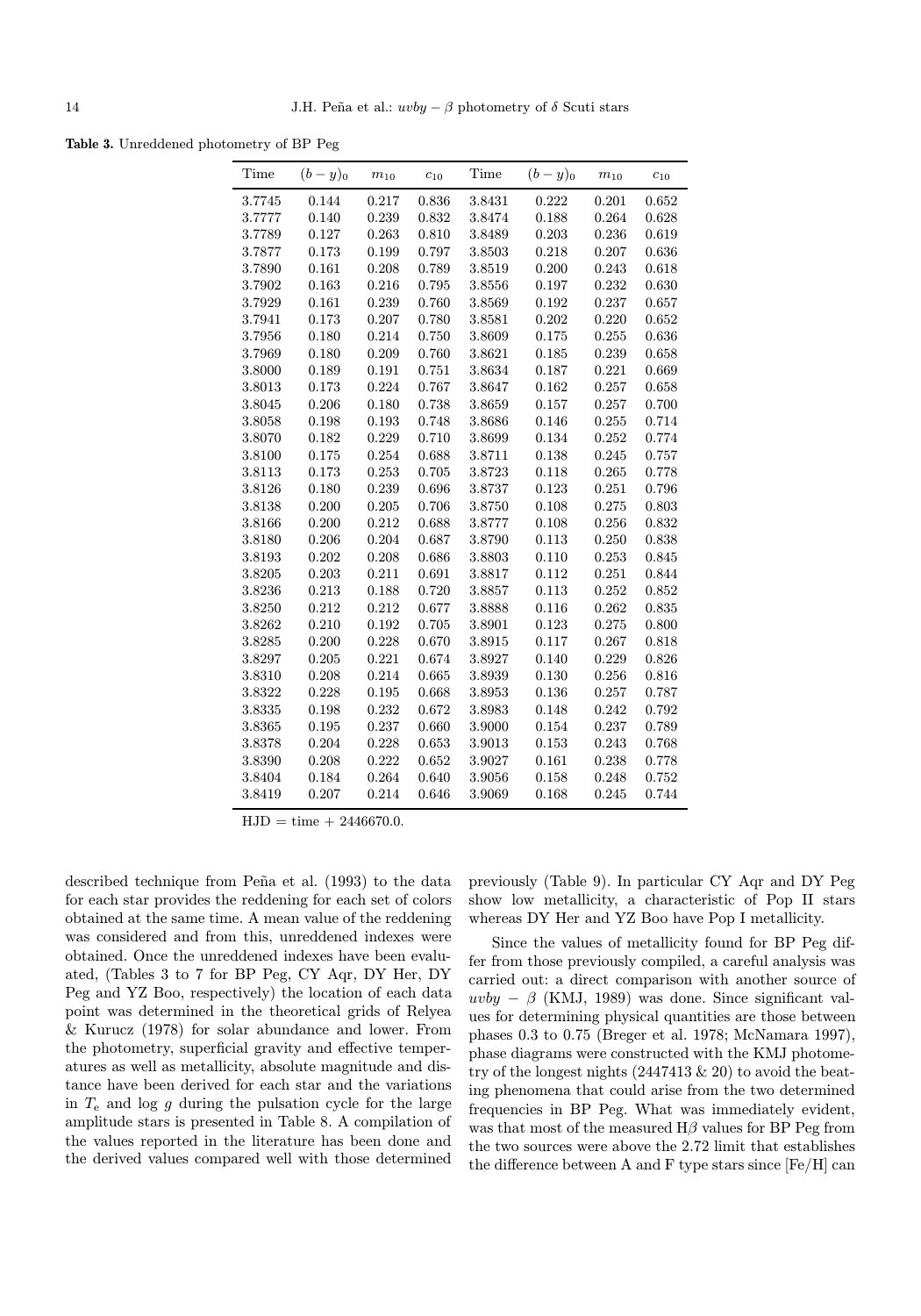**Table 3.** Unreddened photometry of BP Peg

| Time | $(b-y)_0$ | $m_{10}$ | $c_{10}$ | Time | $(b-y)_0$ | $m_{10}$ | $c_{10}$ |
|---|---|---|---|---|---|---|---|
| 3.7745 | 0.144 | 0.217 | 0.836 | 3.8431 | 0.222 | 0.201 | 0.652 |
| 3.7777 | 0.140 | 0.239 | 0.832 | 3.8474 | 0.188 | 0.264 | 0.628 |
| 3.7789 | 0.127 | 0.263 | 0.810 | 3.8489 | 0.203 | 0.236 | 0.619 |
| 3.7877 | 0.173 | 0.199 | 0.797 | 3.8503 | 0.218 | 0.207 | 0.636 |
| 3.7890 | 0.161 | 0.208 | 0.789 | 3.8519 | 0.200 | 0.243 | 0.618 |
| 3.7902 | 0.163 | 0.216 | 0.795 | 3.8556 | 0.197 | 0.232 | 0.630 |
| 3.7929 | 0.161 | 0.239 | 0.760 | 3.8569 | 0.192 | 0.237 | 0.657 |
| 3.7941 | 0.173 | 0.207 | 0.780 | 3.8581 | 0.202 | 0.220 | 0.652 |
| 3.7956 | 0.180 | 0.214 | 0.750 | 3.8609 | 0.175 | 0.255 | 0.636 |
| 3.7969 | 0.180 | 0.209 | 0.760 | 3.8621 | 0.185 | 0.239 | 0.658 |
| 3.8000 | 0.189 | 0.191 | 0.751 | 3.8634 | 0.187 | 0.221 | 0.669 |
| 3.8013 | 0.173 | 0.224 | 0.767 | 3.8647 | 0.162 | 0.257 | 0.658 |
| 3.8045 | 0.206 | 0.180 | 0.738 | 3.8659 | 0.157 | 0.257 | 0.700 |
| 3.8058 | 0.198 | 0.193 | 0.748 | 3.8686 | 0.146 | 0.255 | 0.714 |
| 3.8070 | 0.182 | 0.229 | 0.710 | 3.8699 | 0.134 | 0.252 | 0.774 |
| 3.8100 | 0.175 | 0.254 | 0.688 | 3.8711 | 0.138 | 0.245 | 0.757 |
| 3.8113 | 0.173 | 0.253 | 0.705 | 3.8723 | 0.118 | 0.265 | 0.778 |
| 3.8126 | 0.180 | 0.239 | 0.696 | 3.8737 | 0.123 | 0.251 | 0.796 |
| 3.8138 | 0.200 | 0.205 | 0.706 | 3.8750 | 0.108 | 0.275 | 0.803 |
| 3.8166 | 0.200 | 0.212 | 0.688 | 3.8777 | 0.108 | 0.256 | 0.832 |
| 3.8180 | 0.206 | 0.204 | 0.687 | 3.8790 | 0.113 | 0.250 | 0.838 |
| 3.8193 | 0.202 | 0.208 | 0.686 | 3.8803 | 0.110 | 0.253 | 0.845 |
| 3.8205 | 0.203 | 0.211 | 0.691 | 3.8817 | 0.112 | 0.251 | 0.844 |
| 3.8236 | 0.213 | 0.188 | 0.720 | 3.8857 | 0.113 | 0.252 | 0.852 |
| 3.8250 | 0.212 | 0.212 | 0.677 | 3.8888 | 0.116 | 0.262 | 0.835 |
| 3.8262 | 0.210 | 0.192 | 0.705 | 3.8901 | 0.123 | 0.275 | 0.800 |
| 3.8285 | 0.200 | 0.228 | 0.670 | 3.8915 | 0.117 | 0.267 | 0.818 |
| 3.8297 | 0.205 | 0.221 | 0.674 | 3.8927 | 0.140 | 0.229 | 0.826 |
| 3.8310 | 0.208 | 0.214 | 0.665 | 3.8939 | 0.130 | 0.256 | 0.816 |
| 3.8322 | 0.228 | 0.195 | 0.668 | 3.8953 | 0.136 | 0.257 | 0.787 |
| 3.8335 | 0.198 | 0.232 | 0.672 | 3.8983 | 0.148 | 0.242 | 0.792 |
| 3.8365 | 0.195 | 0.237 | 0.660 | 3.9000 | 0.154 | 0.237 | 0.789 |
| 3.8378 | 0.204 | 0.228 | 0.653 | 3.9013 | 0.153 | 0.243 | 0.768 |
| 3.8390 | 0.208 | 0.222 | 0.652 | 3.9027 | 0.161 | 0.238 | 0.778 |
| 3.8404 | 0.184 | 0.264 | 0.640 | 3.9056 | 0.158 | 0.248 | 0.752 |
| 3.8419 | 0.207 | 0.214 | 0.646 | 3.9069 | 0.168 | 0.245 | 0.744 |

HJD = time + 2446670.0.

described technique from Peña et al. (1993) to the data for each star provides the reddening for each set of colors obtained at the same time. A mean value of the reddening was considered and from this, unreddened indexes were obtained. Once the unreddened indexes have been evaluated, (Tables 3 to 7 for BP Peg, CY Aqr, DY Her, DY Peg and YZ Boo, respectively) the location of each data point was determined in the theoretical grids of Relyea & Kurucz (1978) for solar abundance and lower. From the photometry, superficial gravity and effective temperatures as well as metallicity, absolute magnitude and distance have been derived for each star and the variations in $T_{\rm e}$ and $\log g$ during the pulsation cycle for the large amplitude stars is presented in Table 8. A compilation of the values reported in the literature has been done and the derived values compared well with those determined previously (Table 9). In particular CY Aqr and DY Peg show low metallicity, a characteristic of Pop II stars whereas DY Her and YZ Boo have Pop I metallicity.

Since the values of metallicity found for BP Peg differ from those previously compiled, a careful analysis was carried out: a direct comparison with another source of $uvby-\beta$ (KMJ, 1989) was done. Since significant values for determining physical quantities are those between phases 0.3 to 0.75 (Breger et al. 1978; McNamara 1997), phase diagrams were constructed with the KMJ photometry of the longest nights (2447413 & 20) to avoid the beating phenomena that could arise from the two determined frequencies in BP Peg. What was immediately evident, was that most of the measured H$\beta$ values for BP Peg from the two sources were above the 2.72 limit that establishes the difference between A and F type stars since [Fe/H] can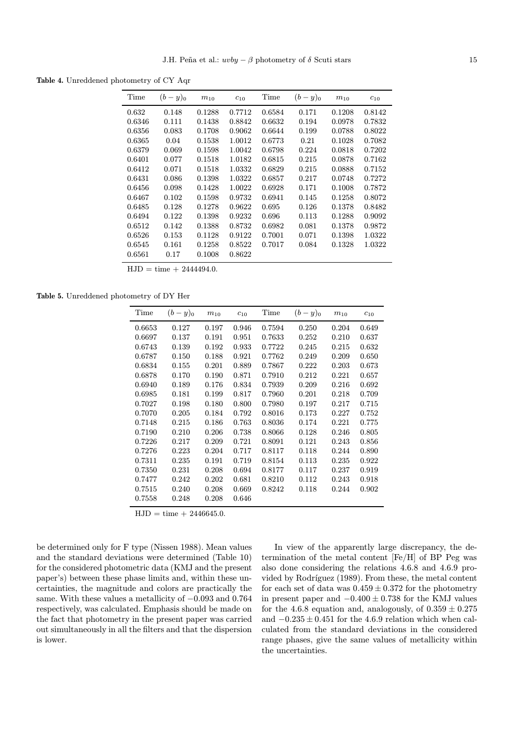**Table 4.** Unreddened photometry of CY Aqr

| Time | $(b-y)_0$ | $m_{10}$ | $c_{10}$ | Time | $(b-y)_0$ | $m_{10}$ | $c_{10}$ |
|---|---|---|---|---|---|---|---|
| 0.632 | 0.148 | 0.1288 | 0.7712 | 0.6584 | 0.171 | 0.1208 | 0.8142 |
| 0.6346 | 0.111 | 0.1438 | 0.8842 | 0.6632 | 0.194 | 0.0978 | 0.7832 |
| 0.6356 | 0.083 | 0.1708 | 0.9062 | 0.6644 | 0.199 | 0.0788 | 0.8022 |
| 0.6365 | 0.04 | 0.1538 | 1.0012 | 0.6773 | 0.21 | 0.1028 | 0.7082 |
| 0.6379 | 0.069 | 0.1598 | 1.0042 | 0.6798 | 0.224 | 0.0818 | 0.7202 |
| 0.6401 | 0.077 | 0.1518 | 1.0182 | 0.6815 | 0.215 | 0.0878 | 0.7162 |
| 0.6412 | 0.071 | 0.1518 | 1.0332 | 0.6829 | 0.215 | 0.0888 | 0.7152 |
| 0.6431 | 0.086 | 0.1398 | 1.0322 | 0.6857 | 0.217 | 0.0748 | 0.7272 |
| 0.6456 | 0.098 | 0.1428 | 1.0022 | 0.6928 | 0.171 | 0.1008 | 0.7872 |
| 0.6467 | 0.102 | 0.1598 | 0.9732 | 0.6941 | 0.145 | 0.1258 | 0.8072 |
| 0.6485 | 0.128 | 0.1278 | 0.9622 | 0.695 | 0.126 | 0.1378 | 0.8482 |
| 0.6494 | 0.122 | 0.1398 | 0.9232 | 0.696 | 0.113 | 0.1288 | 0.9092 |
| 0.6512 | 0.142 | 0.1388 | 0.8732 | 0.6982 | 0.081 | 0.1378 | 0.9872 |
| 0.6526 | 0.153 | 0.1128 | 0.9122 | 0.7001 | 0.071 | 0.1398 | 1.0322 |
| 0.6545 | 0.161 | 0.1258 | 0.8522 | 0.7017 | 0.084 | 0.1328 | 1.0322 |
| 0.6561 | 0.17 | 0.1008 | 0.8622 | | | | |

HJD = time + 2444494.0.

**Table 5.** Unreddened photometry of DY Her

| Time | $(b-y)_0$ | $m_{10}$ | $c_{10}$ | Time | $(b-y)_0$ | $m_{10}$ | $c_{10}$ |
|---|---|---|---|---|---|---|---|
| 0.6653 | 0.127 | 0.197 | 0.946 | 0.7594 | 0.250 | 0.204 | 0.649 |
| 0.6697 | 0.137 | 0.191 | 0.951 | 0.7633 | 0.252 | 0.210 | 0.637 |
| 0.6743 | 0.139 | 0.192 | 0.933 | 0.7722 | 0.245 | 0.215 | 0.632 |
| 0.6787 | 0.150 | 0.188 | 0.921 | 0.7762 | 0.249 | 0.209 | 0.650 |
| 0.6834 | 0.155 | 0.201 | 0.889 | 0.7867 | 0.222 | 0.203 | 0.673 |
| 0.6878 | 0.170 | 0.190 | 0.871 | 0.7910 | 0.212 | 0.221 | 0.657 |
| 0.6940 | 0.189 | 0.176 | 0.834 | 0.7939 | 0.209 | 0.216 | 0.692 |
| 0.6985 | 0.181 | 0.199 | 0.817 | 0.7960 | 0.201 | 0.218 | 0.709 |
| 0.7027 | 0.198 | 0.180 | 0.800 | 0.7980 | 0.197 | 0.217 | 0.715 |
| 0.7070 | 0.205 | 0.184 | 0.792 | 0.8016 | 0.173 | 0.227 | 0.752 |
| 0.7148 | 0.215 | 0.186 | 0.763 | 0.8036 | 0.174 | 0.221 | 0.775 |
| 0.7190 | 0.210 | 0.206 | 0.738 | 0.8066 | 0.128 | 0.246 | 0.805 |
| 0.7226 | 0.217 | 0.209 | 0.721 | 0.8091 | 0.121 | 0.243 | 0.856 |
| 0.7276 | 0.223 | 0.204 | 0.717 | 0.8117 | 0.118 | 0.244 | 0.890 |
| 0.7311 | 0.235 | 0.191 | 0.719 | 0.8154 | 0.113 | 0.235 | 0.922 |
| 0.7350 | 0.231 | 0.208 | 0.694 | 0.8177 | 0.117 | 0.237 | 0.919 |
| 0.7477 | 0.242 | 0.202 | 0.681 | 0.8210 | 0.112 | 0.243 | 0.918 |
| 0.7515 | 0.240 | 0.208 | 0.669 | 0.8242 | 0.118 | 0.244 | 0.902 |
| 0.7558 | 0.248 | 0.208 | 0.646 | | | | |

HJD = time + 2446645.0.

be determined only for F type (Nissen 1988). Mean values and the standard deviations were determined (Table 10) for the considered photometric data (KMJ and the present paper's) between these phase limits and, within these uncertainties, the magnitude and colors are practically the same. With these values a metallicity of $-0.093$ and $0.764$ respectively, was calculated. Emphasis should be made on the fact that photometry in the present paper was carried out simultaneously in all the filters and that the dispersion is lower.

In view of the apparently large discrepancy, the determination of the metal content [Fe/H] of BP Peg was also done considering the relations 4.6.8 and 4.6.9 provided by Rodríguez (1989). From these, the metal content for each set of data was $0.459 \pm 0.372$ for the photometry in present paper and $-0.400 \pm 0.738$ for the KMJ values for the 4.6.8 equation and, analogously, of $0.359 \pm 0.275$ and $-0.235 \pm 0.451$ for the 4.6.9 relation which when calculated from the standard deviations in the considered range phases, give the same values of metallicity within the uncertainties.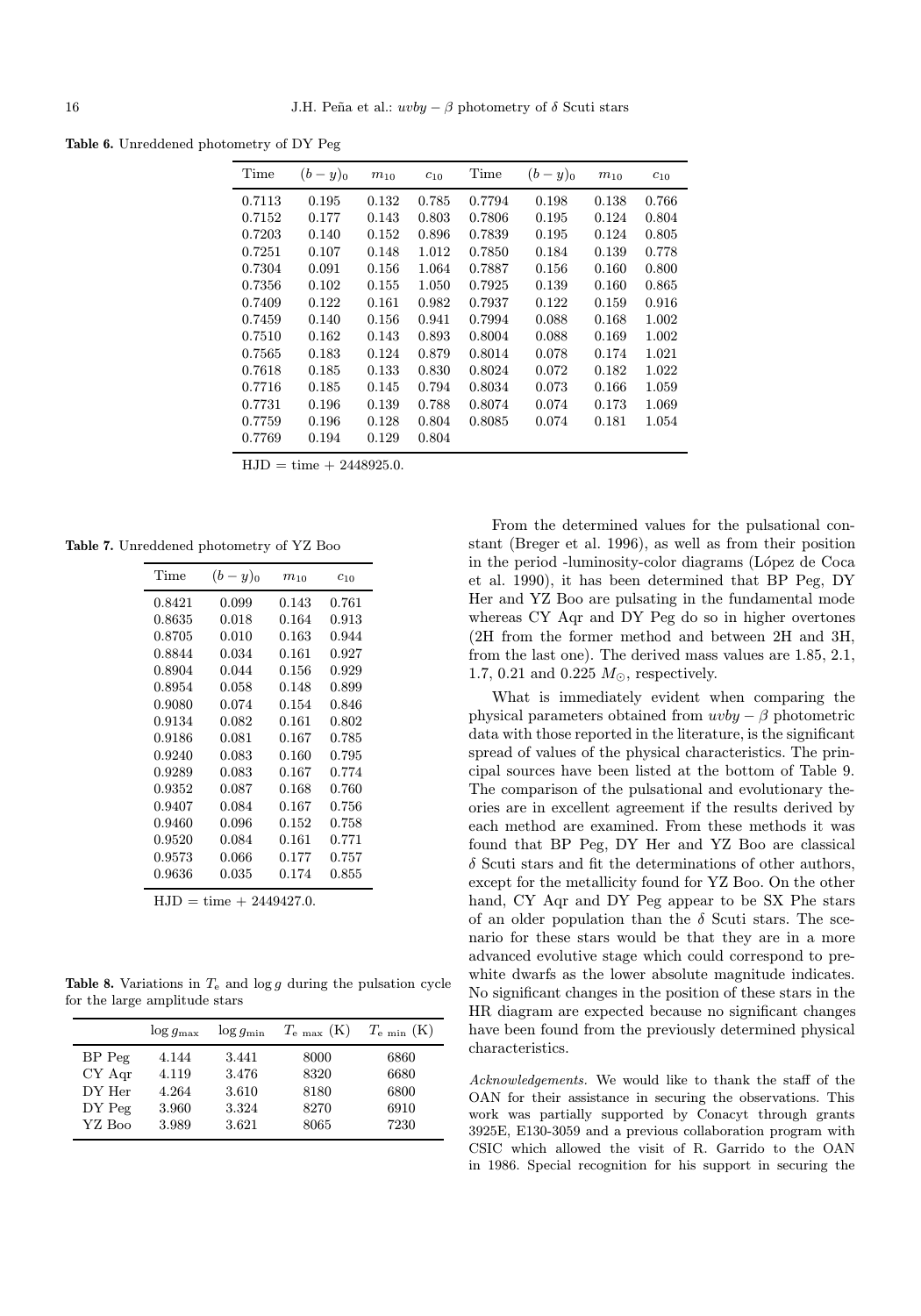**Table 6.** Unreddened photometry of DY Peg

| Time | $(b-y)_0$ | $m_{10}$ | $c_{10}$ | Time | $(b-y)_0$ | $m_{10}$ | $c_{10}$ |
|---|---|---|---|---|---|---|---|
| 0.7113 | 0.195 | 0.132 | 0.785 | 0.7794 | 0.198 | 0.138 | 0.766 |
| 0.7152 | 0.177 | 0.143 | 0.803 | 0.7806 | 0.195 | 0.124 | 0.804 |
| 0.7203 | 0.140 | 0.152 | 0.896 | 0.7839 | 0.195 | 0.124 | 0.805 |
| 0.7251 | 0.107 | 0.148 | 1.012 | 0.7850 | 0.184 | 0.139 | 0.778 |
| 0.7304 | 0.091 | 0.156 | 1.064 | 0.7887 | 0.156 | 0.160 | 0.800 |
| 0.7356 | 0.102 | 0.155 | 1.050 | 0.7925 | 0.139 | 0.160 | 0.865 |
| 0.7409 | 0.122 | 0.161 | 0.982 | 0.7937 | 0.122 | 0.159 | 0.916 |
| 0.7459 | 0.140 | 0.156 | 0.941 | 0.7994 | 0.088 | 0.168 | 1.002 |
| 0.7510 | 0.162 | 0.143 | 0.893 | 0.8004 | 0.088 | 0.169 | 1.002 |
| 0.7565 | 0.183 | 0.124 | 0.879 | 0.8014 | 0.078 | 0.174 | 1.021 |
| 0.7618 | 0.185 | 0.133 | 0.830 | 0.8024 | 0.072 | 0.182 | 1.022 |
| 0.7716 | 0.185 | 0.145 | 0.794 | 0.8034 | 0.073 | 0.166 | 1.059 |
| 0.7731 | 0.196 | 0.139 | 0.788 | 0.8074 | 0.074 | 0.173 | 1.069 |
| 0.7759 | 0.196 | 0.128 | 0.804 | 0.8085 | 0.074 | 0.181 | 1.054 |
| 0.7769 | 0.194 | 0.129 | 0.804 | | | | |

HJD = time + 2448925.0.

**Table 7.** Unreddened photometry of YZ Boo

| Time | $(b-y)_0$ | $m_{10}$ | $c_{10}$ |
|---|---|---|---|
| 0.8421 | 0.099 | 0.143 | 0.761 |
| 0.8635 | 0.018 | 0.164 | 0.913 |
| 0.8705 | 0.010 | 0.163 | 0.944 |
| 0.8844 | 0.034 | 0.161 | 0.927 |
| 0.8904 | 0.044 | 0.156 | 0.929 |
| 0.8954 | 0.058 | 0.148 | 0.899 |
| 0.9080 | 0.074 | 0.154 | 0.846 |
| 0.9134 | 0.082 | 0.161 | 0.802 |
| 0.9186 | 0.081 | 0.167 | 0.785 |
| 0.9240 | 0.083 | 0.160 | 0.795 |
| 0.9289 | 0.083 | 0.167 | 0.774 |
| 0.9352 | 0.087 | 0.168 | 0.760 |
| 0.9407 | 0.084 | 0.167 | 0.756 |
| 0.9460 | 0.096 | 0.152 | 0.758 |
| 0.9520 | 0.084 | 0.161 | 0.771 |
| 0.9573 | 0.066 | 0.177 | 0.757 |
| 0.9636 | 0.035 | 0.174 | 0.855 |

HJD = time + 2449427.0.

**Table 8.** Variations in $T_{\rm e}$ and $\log g$ during the pulsation cycle for the large amplitude stars

| | $\log g_{\rm max}$ | $\log g_{\rm min}$ | $T_{\rm e\ max}$ (K) | $T_{\rm e\ min}$ (K) |
|---|---|---|---|---|
| BP Peg | 4.144 | 3.441 | 8000 | 6860 |
| CY Aqr | 4.119 | 3.476 | 8320 | 6680 |
| DY Her | 4.264 | 3.610 | 8180 | 6800 |
| DY Peg | 3.960 | 3.324 | 8270 | 6910 |
| YZ Boo | 3.989 | 3.621 | 8065 | 7230 |

From the determined values for the pulsational constant (Breger et al. 1996), as well as from their position in the period -luminosity-color diagrams (López de Coca et al. 1990), it has been determined that BP Peg, DY Her and YZ Boo are pulsating in the fundamental mode whereas CY Aqr and DY Peg do so in higher overtones (2H from the former method and between 2H and 3H, from the last one). The derived mass values are 1.85, 2.1, 1.7, 0.21 and 0.225 $M_\odot$, respectively.

What is immediately evident when comparing the physical parameters obtained from $uvby-\beta$ photometric data with those reported in the literature, is the significant spread of values of the physical characteristics. The principal sources have been listed at the bottom of Table 9. The comparison of the pulsational and evolutionary theories are in excellent agreement if the results derived by each method are examined. From these methods it was found that BP Peg, DY Her and YZ Boo are classical $\delta$ Scuti stars and fit the determinations of other authors, except for the metallicity found for YZ Boo. On the other hand, CY Aqr and DY Peg appear to be SX Phe stars of an older population than the $\delta$ Scuti stars. The scenario for these stars would be that they are in a more advanced evolutive stage which could correspond to pre-white dwarfs as the lower absolute magnitude indicates. No significant changes in the position of these stars in the HR diagram are expected because no significant changes have been found from the previously determined physical characteristics.

*Acknowledgements.* We would like to thank the staff of the OAN for their assistance in securing the observations. This work was partially supported by Conacyt through grants 3925E, E130-3059 and a previous collaboration program with CSIC which allowed the visit of R. Garrido to the OAN in 1986. Special recognition for his support in securing the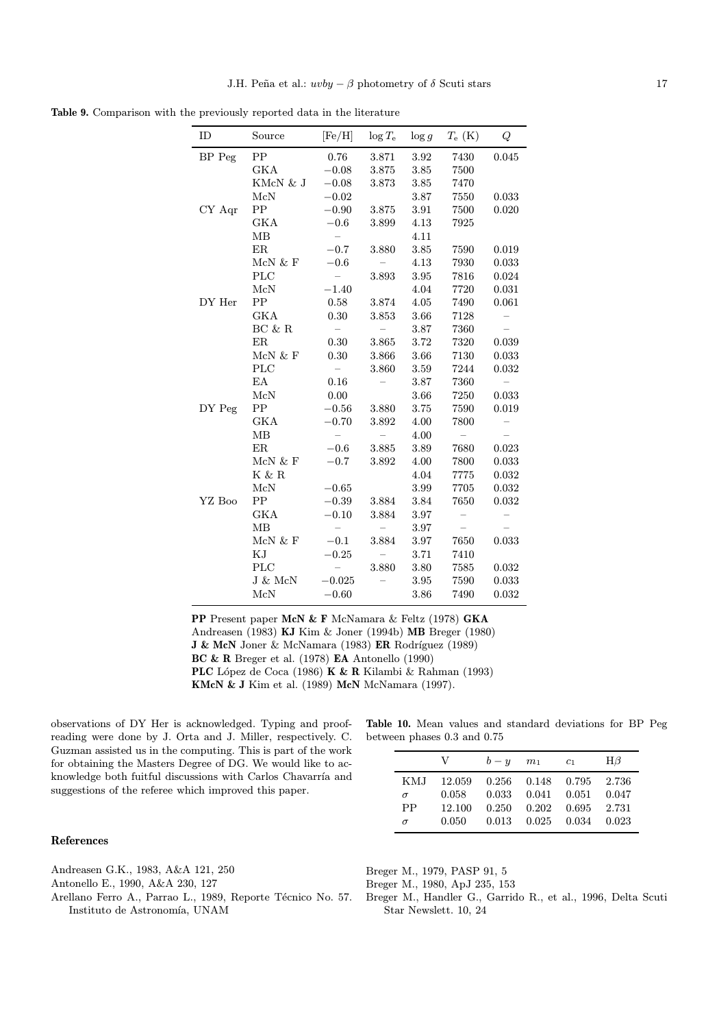**Table 9.** Comparison with the previously reported data in the literature

| ID | Source | [Fe/H] | $\log T_{\rm e}$ | $\log g$ | $T_{\rm e}$ (K) | $Q$ |
|---|---|---|---|---|---|---|
| BP Peg | PP | 0.76 | 3.871 | 3.92 | 7430 | 0.045 |
| | GKA | −0.08 | 3.875 | 3.85 | 7500 | |
| | KMcN & J | −0.08 | 3.873 | 3.85 | 7470 | |
| | McN | −0.02 | | 3.87 | 7550 | 0.033 |
| CY Aqr | PP | −0.90 | 3.875 | 3.91 | 7500 | 0.020 |
| | GKA | −0.6 | 3.899 | 4.13 | 7925 | |
| | MB | – | | 4.11 | | |
| | ER | −0.7 | 3.880 | 3.85 | 7590 | 0.019 |
| | McN & F | −0.6 | – | 4.13 | 7930 | 0.033 |
| | PLC | – | 3.893 | 3.95 | 7816 | 0.024 |
| | McN | −1.40 | | 4.04 | 7720 | 0.031 |
| DY Her | PP | 0.58 | 3.874 | 4.05 | 7490 | 0.061 |
| | GKA | 0.30 | 3.853 | 3.66 | 7128 | – |
| | BC & R | – | – | 3.87 | 7360 | – |
| | ER | 0.30 | 3.865 | 3.72 | 7320 | 0.039 |
| | McN & F | 0.30 | 3.866 | 3.66 | 7130 | 0.033 |
| | PLC | – | 3.860 | 3.59 | 7244 | 0.032 |
| | EA | 0.16 | – | 3.87 | 7360 | – |
| | McN | 0.00 | | 3.66 | 7250 | 0.033 |
| DY Peg | PP | −0.56 | 3.880 | 3.75 | 7590 | 0.019 |
| | GKA | −0.70 | 3.892 | 4.00 | 7800 | – |
| | MB | – | – | 4.00 | – | – |
| | ER | −0.6 | 3.885 | 3.89 | 7680 | 0.023 |
| | McN & F | −0.7 | 3.892 | 4.00 | 7800 | 0.033 |
| | K & R | | | 4.04 | 7775 | 0.032 |
| | McN | −0.65 | | 3.99 | 7705 | 0.032 |
| YZ Boo | PP | −0.39 | 3.884 | 3.84 | 7650 | 0.032 |
| | GKA | −0.10 | 3.884 | 3.97 | – | – |
| | MB | – | – | 3.97 | – | – |
| | McN & F | −0.1 | 3.884 | 3.97 | 7650 | 0.033 |
| | KJ | −0.25 | – | 3.71 | 7410 | |
| | PLC | – | 3.880 | 3.80 | 7585 | 0.032 |
| | J & McN | −0.025 | – | 3.95 | 7590 | 0.033 |
| | McN | −0.60 | | 3.86 | 7490 | 0.032 |

**PP** Present paper **McN & F** McNamara & Feltz (1978) **GKA** Andreasen (1983) **KJ** Kim & Joner (1994b) **MB** Breger (1980) **J & McN** Joner & McNamara (1983) **ER** Rodríguez (1989) **BC & R** Breger et al. (1978) **EA** Antonello (1990) **PLC** López de Coca (1986) **K & R** Kilambi & Rahman (1993) **KMcN & J** Kim et al. (1989) **McN** McNamara (1997).

observations of DY Her is acknowledged. Typing and proofreading were done by J. Orta and J. Miller, respectively. C. Guzman assisted us in the computing. This is part of the work for obtaining the Masters Degree of DG. We would like to acknowledge both fuitful discussions with Carlos Chavarría and suggestions of the referee which improved this paper.

**Table 10.** Mean values and standard deviations for BP Peg between phases 0.3 and 0.75

| | V | $b-y$ | $m_1$ | $c_1$ | H$\beta$ |
|---|---|---|---|---|---|
| KMJ | 12.059 | 0.256 | 0.148 | 0.795 | 2.736 |
| $\sigma$ | 0.058 | 0.033 | 0.041 | 0.051 | 0.047 |
| PP | 12.100 | 0.250 | 0.202 | 0.695 | 2.731 |
| $\sigma$ | 0.050 | 0.013 | 0.025 | 0.034 | 0.023 |

## References

Andreasen G.K., 1983, A&A 121, 250

Antonello E., 1990, A&A 230, 127

Arellano Ferro A., Parrao L., 1989, Reporte Técnico No. 57. Instituto de Astronomía, UNAM

Breger M., 1979, PASP 91, 5

Breger M., 1980, ApJ 235, 153

Breger M., Handler G., Garrido R., et al., 1996, Delta Scuti Star Newslett. 10, 24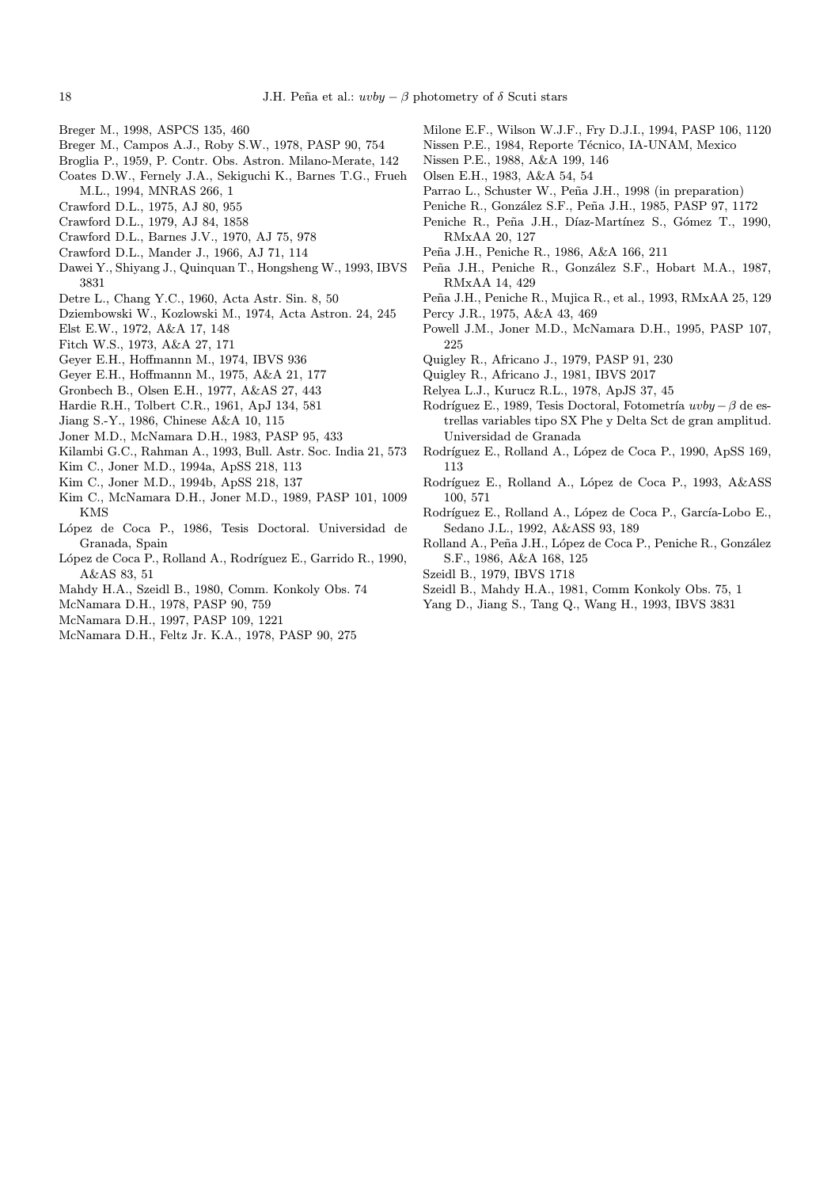Breger M., 1998, ASPCS 135, 460

Breger M., Campos A.J., Roby S.W., 1978, PASP 90, 754

Broglia P., 1959, P. Contr. Obs. Astron. Milano-Merate, 142

Coates D.W., Fernely J.A., Sekiguchi K., Barnes T.G., Frueh M.L., 1994, MNRAS 266, 1

Crawford D.L., 1975, AJ 80, 955

Crawford D.L., 1979, AJ 84, 1858

Crawford D.L., Barnes J.V., 1970, AJ 75, 978

Crawford D.L., Mander J., 1966, AJ 71, 114

Dawei Y., Shiyang J., Quinquan T., Hongsheng W., 1993, IBVS 3831

Detre L., Chang Y.C., 1960, Acta Astr. Sin. 8, 50

Dziembowski W., Kozlowski M., 1974, Acta Astron. 24, 245

Elst E.W., 1972, A&A 17, 148

Fitch W.S., 1973, A&A 27, 171

Geyer E.H., Hoffmannn M., 1974, IBVS 936

Geyer E.H., Hoffmannn M., 1975, A&A 21, 177

Gronbech B., Olsen E.H., 1977, A&AS 27, 443

Hardie R.H., Tolbert C.R., 1961, ApJ 134, 581

Jiang S.-Y., 1986, Chinese A&A 10, 115

Joner M.D., McNamara D.H., 1983, PASP 95, 433

Kilambi G.C., Rahman A., 1993, Bull. Astr. Soc. India 21, 573

Kim C., Joner M.D., 1994a, ApSS 218, 113

Kim C., Joner M.D., 1994b, ApSS 218, 137

Kim C., McNamara D.H., Joner M.D., 1989, PASP 101, 1009 KMS

López de Coca P., 1986, Tesis Doctoral. Universidad de Granada, Spain

López de Coca P., Rolland A., Rodríguez E., Garrido R., 1990, A&AS 83, 51

Mahdy H.A., Szeidl B., 1980, Comm. Konkoly Obs. 74

McNamara D.H., 1978, PASP 90, 759

McNamara D.H., 1997, PASP 109, 1221

McNamara D.H., Feltz Jr. K.A., 1978, PASP 90, 275

Milone E.F., Wilson W.J.F., Fry D.J.I., 1994, PASP 106, 1120

Nissen P.E., 1984, Reporte Técnico, IA-UNAM, Mexico

Nissen P.E., 1988, A&A 199, 146

Olsen E.H., 1983, A&A 54, 54

Parrao L., Schuster W., Peña J.H., 1998 (in preparation)

Peniche R., González S.F., Peña J.H., 1985, PASP 97, 1172

Peniche R., Peña J.H., Díaz-Martínez S., Gómez T., 1990, RMxAA 20, 127

Peña J.H., Peniche R., 1986, A&A 166, 211

Peña J.H., Peniche R., González S.F., Hobart M.A., 1987, RMxAA 14, 429

Peña J.H., Peniche R., Mujica R., et al., 1993, RMxAA 25, 129

Percy J.R., 1975, A&A 43, 469

Powell J.M., Joner M.D., McNamara D.H., 1995, PASP 107, 225

Quigley R., Africano J., 1979, PASP 91, 230

Quigley R., Africano J., 1981, IBVS 2017

Relyea L.J., Kurucz R.L., 1978, ApJS 37, 45

Rodríguez E., 1989, Tesis Doctoral, Fotometría $uvby-\beta$ de estrellas variables tipo SX Phe y Delta Sct de gran amplitud. Universidad de Granada

Rodríguez E., Rolland A., López de Coca P., 1990, ApSS 169, 113

Rodríguez E., Rolland A., López de Coca P., 1993, A&ASS 100, 571

Rodríguez E., Rolland A., López de Coca P., García-Lobo E., Sedano J.L., 1992, A&ASS 93, 189

Rolland A., Peña J.H., López de Coca P., Peniche R., González S.F., 1986, A&A 168, 125

Szeidl B., 1979, IBVS 1718

Szeidl B., Mahdy H.A., 1981, Comm Konkoly Obs. 75, 1

Yang D., Jiang S., Tang Q., Wang H., 1993, IBVS 3831